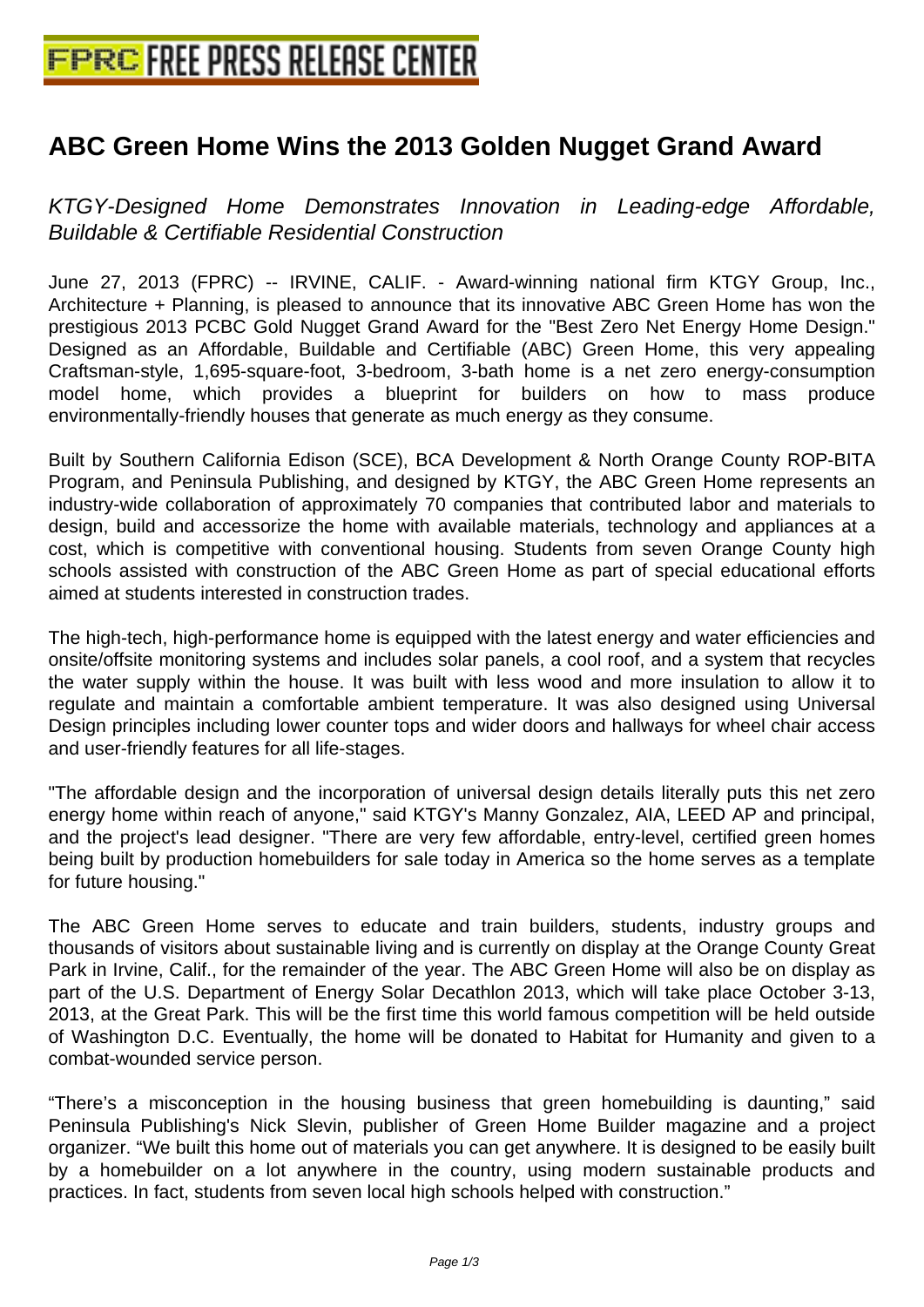# ABC Green Home Wins the 2013 Golden Nugget Grand Award

*KTGY-Designed Home Demonstrates Innovation in Leading-edge Affordable, Buildable & Certifiable Residential Construction*

June 27, 2013 (FPRC) -- IRVINE, CALIF. - Award-winning national firm KTGY Group, Inc., Architecture + Planning, is pleased to announce that its innovative ABC Green Home has won the prestigious 2013 PCBC Gold Nugget Grand Award for the "Best Zero Net Energy Home Design." Designed as an Affordable, Buildable and Certifiable (ABC) Green Home, this very appealing Craftsman-style, 1,695-square-foot, 3-bedroom, 3-bath home is a net zero energy-consumption model home, which provides a blueprint for builders on how to mass produce environmentally-friendly houses that generate as much energy as they consume.

Built by Southern California Edison (SCE), BCA Development & North Orange County ROP-BITA Program, and Peninsula Publishing, and designed by KTGY, the ABC Green Home represents an industry-wide collaboration of approximately 70 companies that contributed labor and materials to design, build and accessorize the home with available materials, technology and appliances at a cost, which is competitive with conventional housing. Students from seven Orange County high schools assisted with construction of the ABC Green Home as part of special educational efforts aimed at students interested in construction trades.

The high-tech, high-performance home is equipped with the latest energy and water efficiencies and onsite/offsite monitoring systems and includes solar panels, a cool roof, and a system that recycles the water supply within the house. It was built with less wood and more insulation to allow it to regulate and maintain a comfortable ambient temperature. It was also designed using Universal Design principles including lower counter tops and wider doors and hallways for wheel chair access and user-friendly features for all life-stages.

"The affordable design and the incorporation of universal design details literally puts this net zero energy home within reach of anyone," said KTGY's Manny Gonzalez, AIA, LEED AP and principal, and the project's lead designer. "There are very few affordable, entry-level, certified green homes being built by production homebuilders for sale today in America so the home serves as a template for future housing."

The ABC Green Home serves to educate and train builders, students, industry groups and thousands of visitors about sustainable living and is currently on display at the Orange County Great Park in Irvine, Calif., for the remainder of the year. The ABC Green Home will also be on display as part of the U.S. Department of Energy Solar Decathlon 2013, which will take place October 3-13, 2013, at the Great Park. This will be the first time this world famous competition will be held outside of Washington D.C. Eventually, the home will be donated to Habitat for Humanity and given to a combat-wounded service person.

“There’s a misconception in the housing business that green homebuilding is daunting,” said Peninsula Publishing's Nick Slevin, publisher of Green Home Builder magazine and a project organizer. “We built this home out of materials you can get anywhere. It is designed to be easily built by a homebuilder on a lot anywhere in the country, using modern sustainable products and practices. In fact, students from seven local high schools helped with construction.”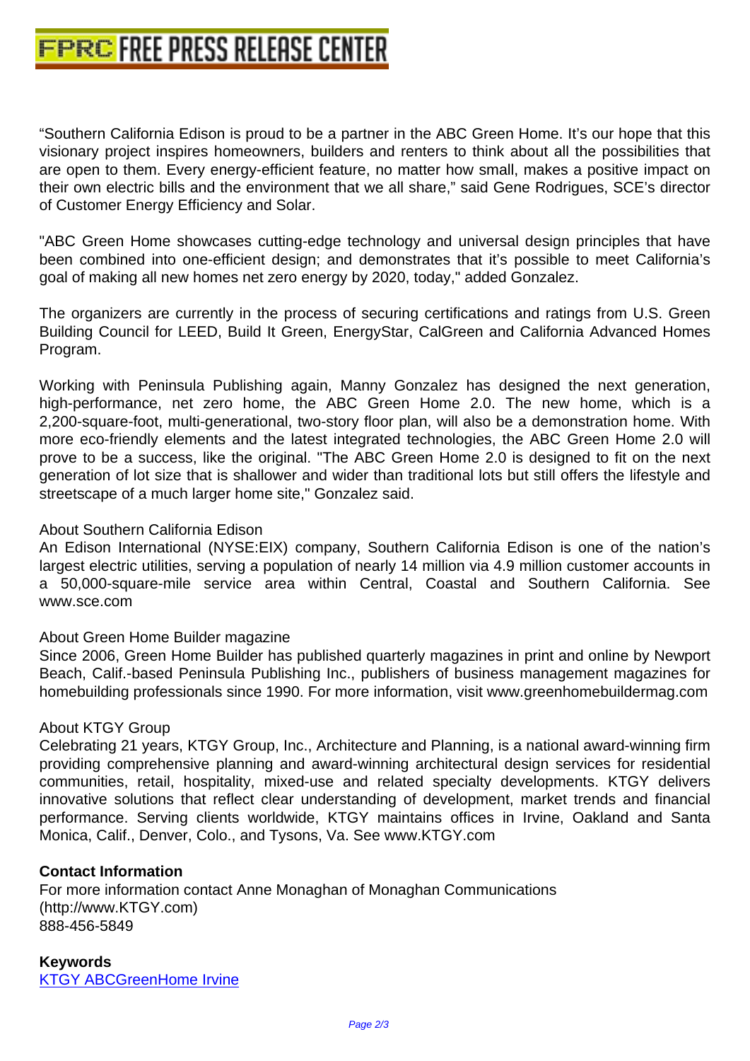“Southern California Edison is proud to be a partner in the ABC Green Home. It’s our hope that this visionary project inspires homeowners, builders and renters to think about all the possibilities that are open to them. Every energy-efficient feature, no matter how small, makes a positive impact on their own electric bills and the environment that we all share,” said Gene Rodrigues, SCE’s director of Customer Energy Efficiency and Solar.

"ABC Green Home showcases cutting-edge technology and universal design principles that have been combined into one-efficient design; and demonstrates that it’s possible to meet California’s goal of making all new homes net zero energy by 2020, today," added Gonzalez.

The organizers are currently in the process of securing certifications and ratings from U.S. Green Building Council for LEED, Build It Green, EnergyStar, CalGreen and California Advanced Homes Program.

Working with Peninsula Publishing again, Manny Gonzalez has designed the next generation, high-performance, net zero home, the ABC Green Home 2.0. The new home, which is a 2,200-square-foot, multi-generational, two-story floor plan, will also be a demonstration home. With more eco-friendly elements and the latest integrated technologies, the ABC Green Home 2.0 will prove to be a success, like the original. "The ABC Green Home 2.0 is designed to fit on the next generation of lot size that is shallower and wider than traditional lots but still offers the lifestyle and streetscape of a much larger home site," Gonzalez said.

About Southern California Edison
An Edison International (NYSE:EIX) company, Southern California Edison is one of the nation’s largest electric utilities, serving a population of nearly 14 million via 4.9 million customer accounts in a 50,000-square-mile service area within Central, Coastal and Southern California. See www.sce.com

About Green Home Builder magazine
Since 2006, Green Home Builder has published quarterly magazines in print and online by Newport Beach, Calif.-based Peninsula Publishing Inc., publishers of business management magazines for homebuilding professionals since 1990. For more information, visit www.greenhomebuildermag.com

About KTGY Group
Celebrating 21 years, KTGY Group, Inc., Architecture and Planning, is a national award-winning firm providing comprehensive planning and award-winning architectural design services for residential communities, retail, hospitality, mixed-use and related specialty developments. KTGY delivers innovative solutions that reflect clear understanding of development, market trends and financial performance. Serving clients worldwide, KTGY maintains offices in Irvine, Oakland and Santa Monica, Calif., Denver, Colo., and Tysons, Va. See www.KTGY.com

**Contact Information**
For more information contact Anne Monaghan of Monaghan Communications
(http://www.KTGY.com)
888-456-5849

**Keywords**
KTGY ABCGreenHome Irvine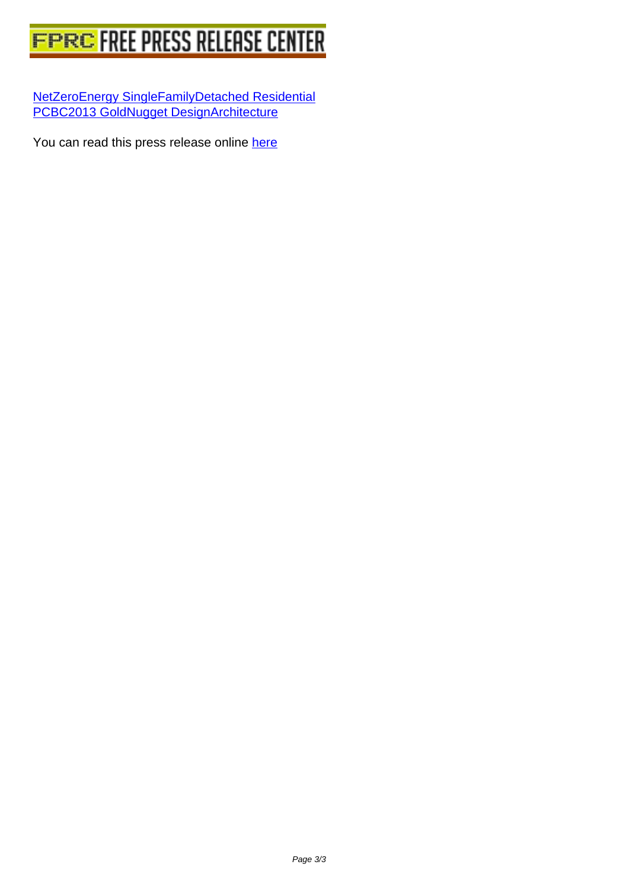NetZeroEnergy SingleFamilyDetached Residential PCBC2013 GoldNugget DesignArchitecture

You can read this press release online here